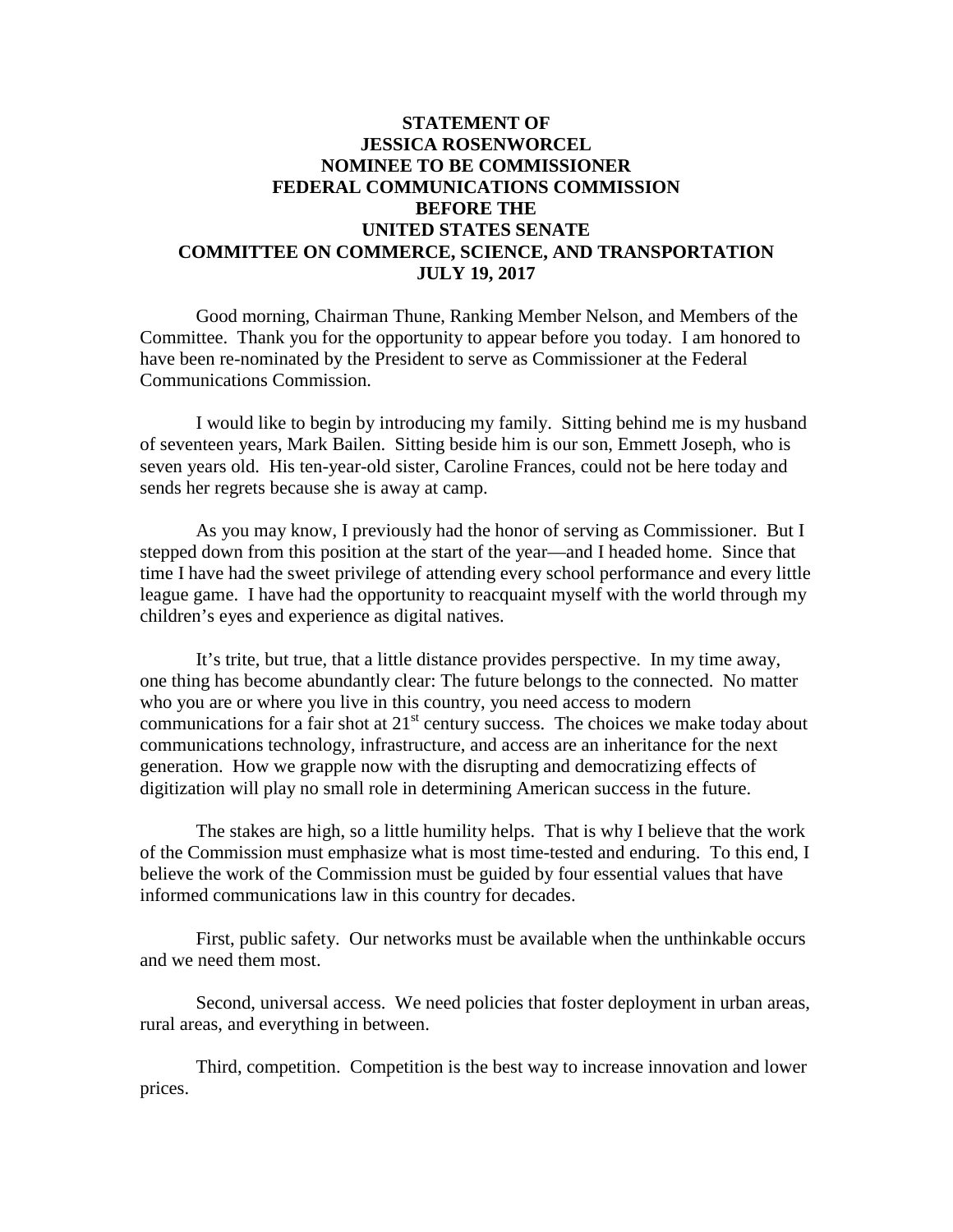# STATEMENT OF JESSICA ROSENWORCEL NOMINEE TO BE COMMISSIONER FEDERAL COMMUNICATIONS COMMISSION BEFORE THE UNITED STATES SENATE COMMITTEE ON COMMERCE, SCIENCE, AND TRANSPORTATION JULY 19, 2017

Good morning, Chairman Thune, Ranking Member Nelson, and Members of the Committee. Thank you for the opportunity to appear before you today. I am honored to have been re-nominated by the President to serve as Commissioner at the Federal Communications Commission.

I would like to begin by introducing my family. Sitting behind me is my husband of seventeen years, Mark Bailen. Sitting beside him is our son, Emmett Joseph, who is seven years old. His ten-year-old sister, Caroline Frances, could not be here today and sends her regrets because she is away at camp.

As you may know, I previously had the honor of serving as Commissioner. But I stepped down from this position at the start of the year—and I headed home. Since that time I have had the sweet privilege of attending every school performance and every little league game. I have had the opportunity to reacquaint myself with the world through my children's eyes and experience as digital natives.

It's trite, but true, that a little distance provides perspective. In my time away, one thing has become abundantly clear: The future belongs to the connected. No matter who you are or where you live in this country, you need access to modern communications for a fair shot at 21st century success. The choices we make today about communications technology, infrastructure, and access are an inheritance for the next generation. How we grapple now with the disrupting and democratizing effects of digitization will play no small role in determining American success in the future.

The stakes are high, so a little humility helps. That is why I believe that the work of the Commission must emphasize what is most time-tested and enduring. To this end, I believe the work of the Commission must be guided by four essential values that have informed communications law in this country for decades.

First, public safety. Our networks must be available when the unthinkable occurs and we need them most.

Second, universal access. We need policies that foster deployment in urban areas, rural areas, and everything in between.

Third, competition. Competition is the best way to increase innovation and lower prices.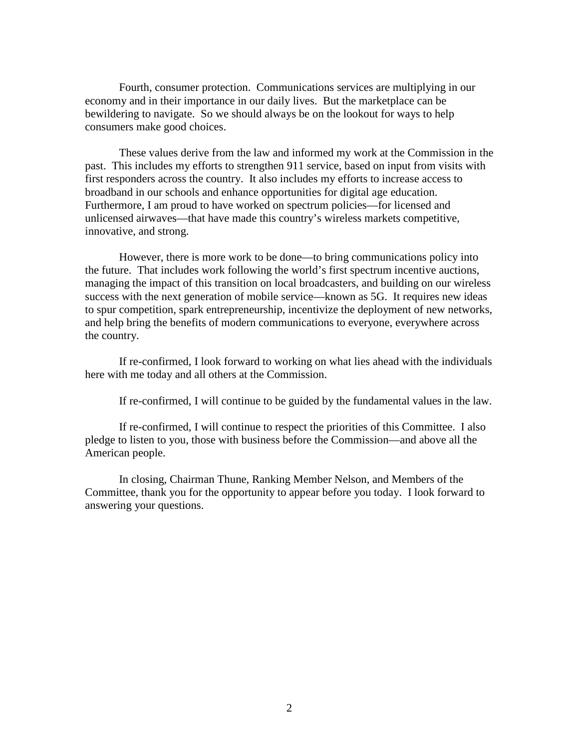Fourth, consumer protection. Communications services are multiplying in our economy and in their importance in our daily lives. But the marketplace can be bewildering to navigate. So we should always be on the lookout for ways to help consumers make good choices.

These values derive from the law and informed my work at the Commission in the past. This includes my efforts to strengthen 911 service, based on input from visits with first responders across the country. It also includes my efforts to increase access to broadband in our schools and enhance opportunities for digital age education. Furthermore, I am proud to have worked on spectrum policies—for licensed and unlicensed airwaves—that have made this country's wireless markets competitive, innovative, and strong.

However, there is more work to be done—to bring communications policy into the future. That includes work following the world's first spectrum incentive auctions, managing the impact of this transition on local broadcasters, and building on our wireless success with the next generation of mobile service—known as 5G. It requires new ideas to spur competition, spark entrepreneurship, incentivize the deployment of new networks, and help bring the benefits of modern communications to everyone, everywhere across the country.

If re-confirmed, I look forward to working on what lies ahead with the individuals here with me today and all others at the Commission.

If re-confirmed, I will continue to be guided by the fundamental values in the law.

If re-confirmed, I will continue to respect the priorities of this Committee. I also pledge to listen to you, those with business before the Commission—and above all the American people.

In closing, Chairman Thune, Ranking Member Nelson, and Members of the Committee, thank you for the opportunity to appear before you today. I look forward to answering your questions.